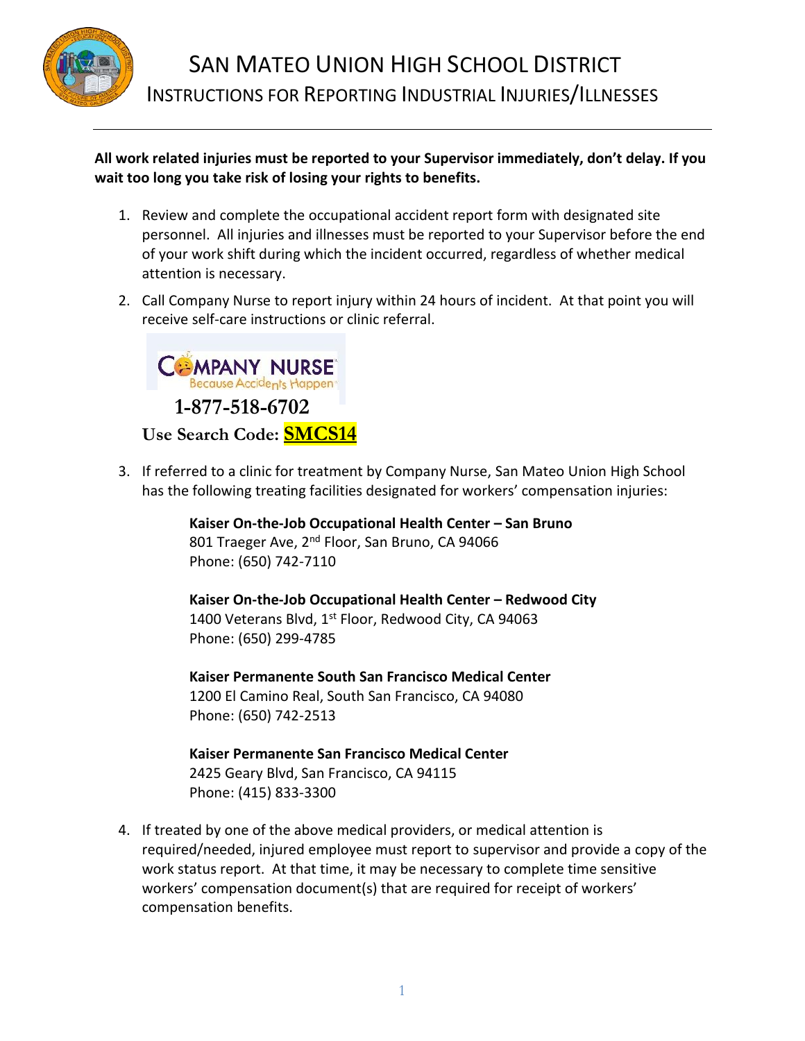# SAN MATEO UNION HIGH SCHOOL DISTRICT

## INSTRUCTIONS FOR REPORTING INDUSTRIAL INJURIES/ILLNESSES

**All work related injuries must be reported to your Supervisor immediately, don't delay. If you wait too long you take risk of losing your rights to benefits.**

1. Review and complete the occupational accident report form with designated site personnel. All injuries and illnesses must be reported to your Supervisor before the end of your work shift during which the incident occurred, regardless of whether medical attention is necessary.

2. Call Company Nurse to report injury within 24 hours of incident. At that point you will receive self-care instructions or clinic referral.

   COMPANY NURSE
   Because Accidents Happen

   **1-877-518-6702**

   **Use Search Code: SMCS14**

3. If referred to a clinic for treatment by Company Nurse, San Mateo Union High School has the following treating facilities designated for workers' compensation injuries:

   **Kaiser On-the-Job Occupational Health Center – San Bruno**
   801 Traeger Ave, 2nd Floor, San Bruno, CA 94066
   Phone: (650) 742-7110

   **Kaiser On-the-Job Occupational Health Center – Redwood City**
   1400 Veterans Blvd, 1st Floor, Redwood City, CA 94063
   Phone: (650) 299-4785

   **Kaiser Permanente South San Francisco Medical Center**
   1200 El Camino Real, South San Francisco, CA 94080
   Phone: (650) 742-2513

   **Kaiser Permanente San Francisco Medical Center**
   2425 Geary Blvd, San Francisco, CA 94115
   Phone: (415) 833-3300

4. If treated by one of the above medical providers, or medical attention is required/needed, injured employee must report to supervisor and provide a copy of the work status report. At that time, it may be necessary to complete time sensitive workers' compensation document(s) that are required for receipt of workers' compensation benefits.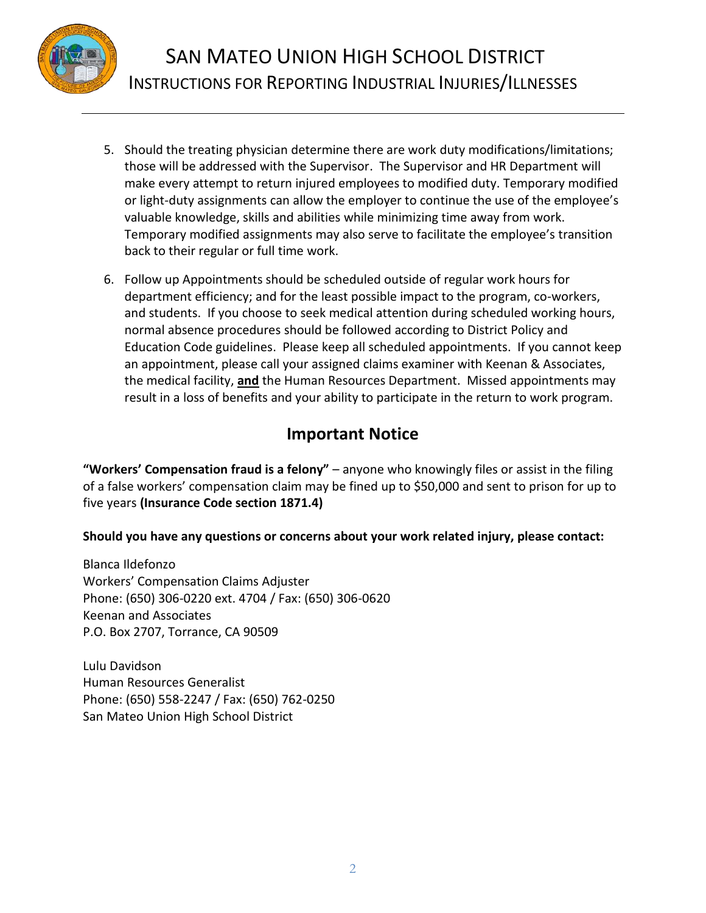5. Should the treating physician determine there are work duty modifications/limitations; those will be addressed with the Supervisor. The Supervisor and HR Department will make every attempt to return injured employees to modified duty. Temporary modified or light-duty assignments can allow the employer to continue the use of the employee's valuable knowledge, skills and abilities while minimizing time away from work. Temporary modified assignments may also serve to facilitate the employee's transition back to their regular or full time work.

6. Follow up Appointments should be scheduled outside of regular work hours for department efficiency; and for the least possible impact to the program, co-workers, and students. If you choose to seek medical attention during scheduled working hours, normal absence procedures should be followed according to District Policy and Education Code guidelines. Please keep all scheduled appointments. If you cannot keep an appointment, please call your assigned claims examiner with Keenan & Associates, the medical facility, **and** the Human Resources Department. Missed appointments may result in a loss of benefits and your ability to participate in the return to work program.

## Important Notice

**"Workers' Compensation fraud is a felony"** – anyone who knowingly files or assist in the filing of a false workers' compensation claim may be fined up to $50,000 and sent to prison for up to five years **(Insurance Code section 1871.4)**

**Should you have any questions or concerns about your work related injury, please contact:**

Blanca Ildefonzo
Workers' Compensation Claims Adjuster
Phone: (650) 306-0220 ext. 4704 / Fax: (650) 306-0620
Keenan and Associates
P.O. Box 2707, Torrance, CA 90509

Lulu Davidson
Human Resources Generalist
Phone: (650) 558-2247 / Fax: (650) 762-0250
San Mateo Union High School District